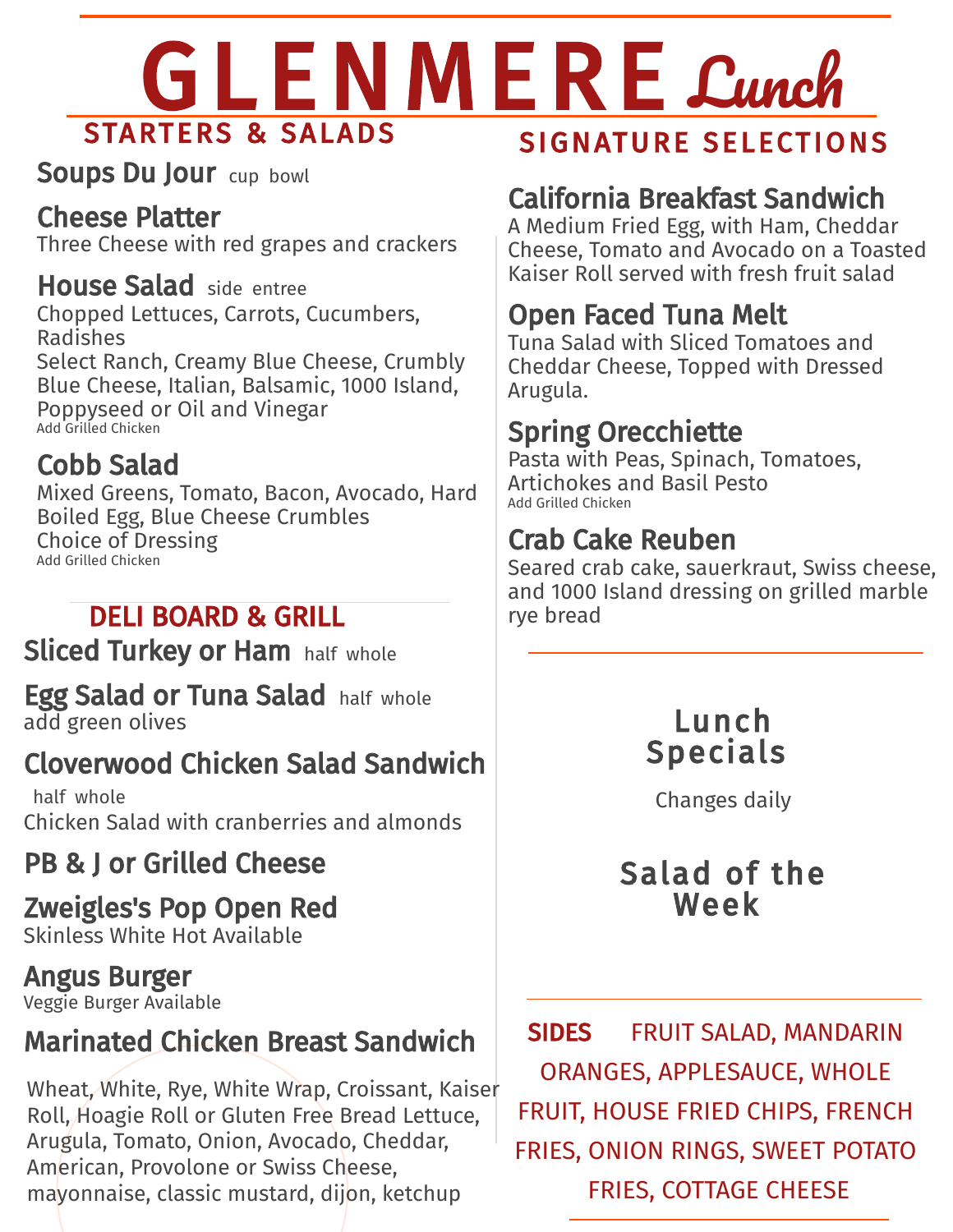# GLENMERE Lunch

## STARTERS & SALADS

### Soups Du Jour cup bowl

### Cheese Platter
Three Cheese with red grapes and crackers

### House Salad side entree
Chopped Lettuces, Carrots, Cucumbers, Radishes
Select Ranch, Creamy Blue Cheese, Crumbly Blue Cheese, Italian, Balsamic, 1000 Island, Poppyseed or Oil and Vinegar
Add Grilled Chicken

### Cobb Salad
Mixed Greens, Tomato, Bacon, Avocado, Hard Boiled Egg, Blue Cheese Crumbles
Choice of Dressing
Add Grilled Chicken

## DELI BOARD & GRILL

### Sliced Turkey or Ham half whole

### Egg Salad or Tuna Salad half whole
add green olives

### Cloverwood Chicken Salad Sandwich
half whole
Chicken Salad with cranberries and almonds

### PB & J or Grilled Cheese

### Zweigles's Pop Open Red
Skinless White Hot Available

### Angus Burger
Veggie Burger Available

### Marinated Chicken Breast Sandwich

Wheat, White, Rye, White Wrap, Croissant, Kaiser Roll, Hoagie Roll or Gluten Free Bread Lettuce, Arugula, Tomato, Onion, Avocado, Cheddar, American, Provolone or Swiss Cheese, mayonnaise, classic mustard, dijon, ketchup

## SIGNATURE SELECTIONS

### California Breakfast Sandwich
A Medium Fried Egg, with Ham, Cheddar Cheese, Tomato and Avocado on a Toasted Kaiser Roll served with fresh fruit salad

### Open Faced Tuna Melt
Tuna Salad with Sliced Tomatoes and Cheddar Cheese, Topped with Dressed Arugula.

### Spring Orecchiette
Pasta with Peas, Spinach, Tomatoes, Artichokes and Basil Pesto
Add Grilled Chicken

### Crab Cake Reuben
Seared crab cake, sauerkraut, Swiss cheese, and 1000 Island dressing on grilled marble rye bread

## Lunch Specials

Changes daily

## Salad of the Week

**SIDES** FRUIT SALAD, MANDARIN ORANGES, APPLESAUCE, WHOLE FRUIT, HOUSE FRIED CHIPS, FRENCH FRIES, ONION RINGS, SWEET POTATO FRIES, COTTAGE CHEESE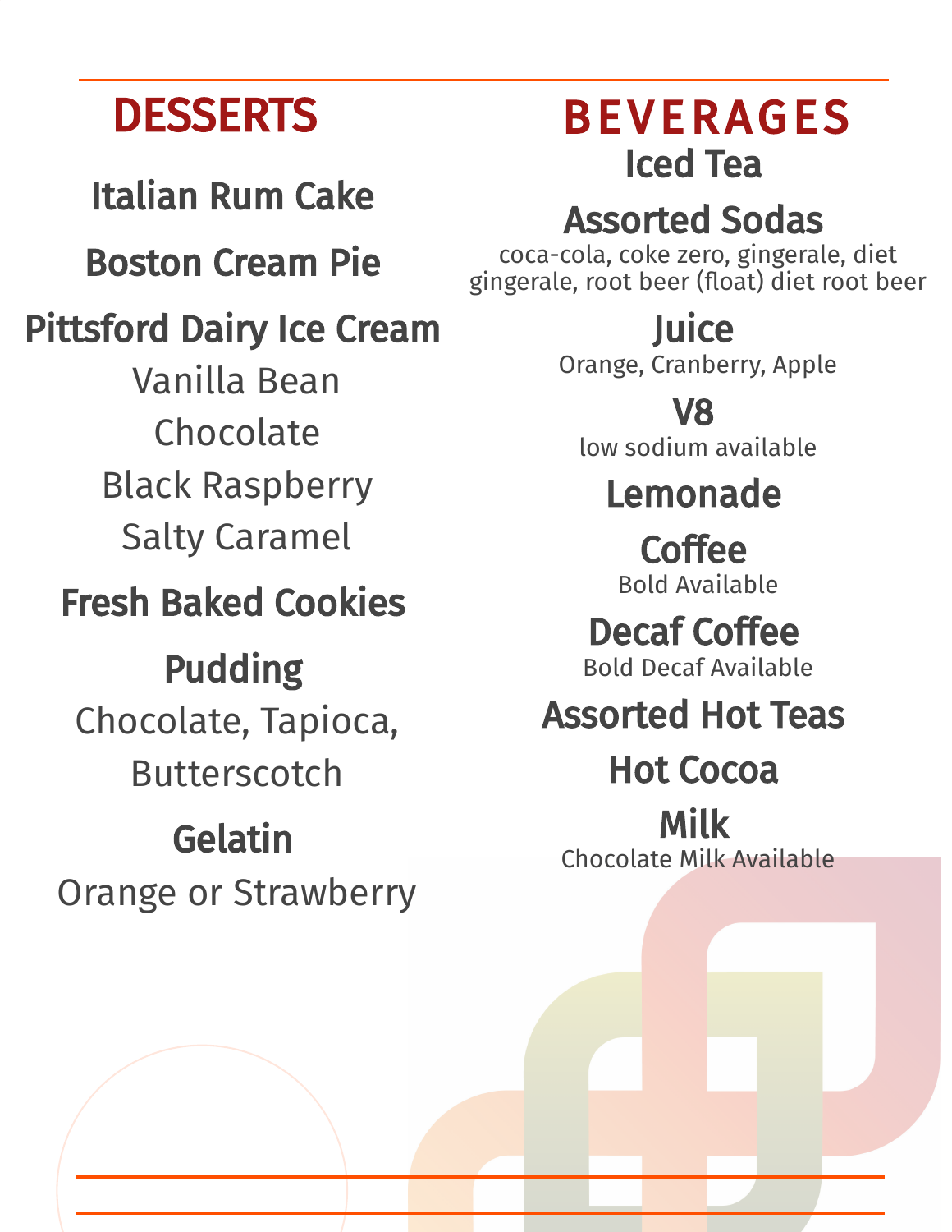## DESSERTS

**Italian Rum Cake**

**Boston Cream Pie**

**Pittsford Dairy Ice Cream**

Vanilla Bean

Chocolate

Black Raspberry

Salty Caramel

**Fresh Baked Cookies**

**Pudding**

Chocolate, Tapioca, Butterscotch

**Gelatin**

Orange or Strawberry

## BEVERAGES

**Iced Tea**

**Assorted Sodas**

coca-cola, coke zero, gingerale, diet gingerale, root beer (float) diet root beer

**Juice**

Orange, Cranberry, Apple

**V8**

low sodium available

**Lemonade**

**Coffee**

Bold Available

**Decaf Coffee**

Bold Decaf Available

**Assorted Hot Teas**

**Hot Cocoa**

**Milk**

Chocolate Milk Available